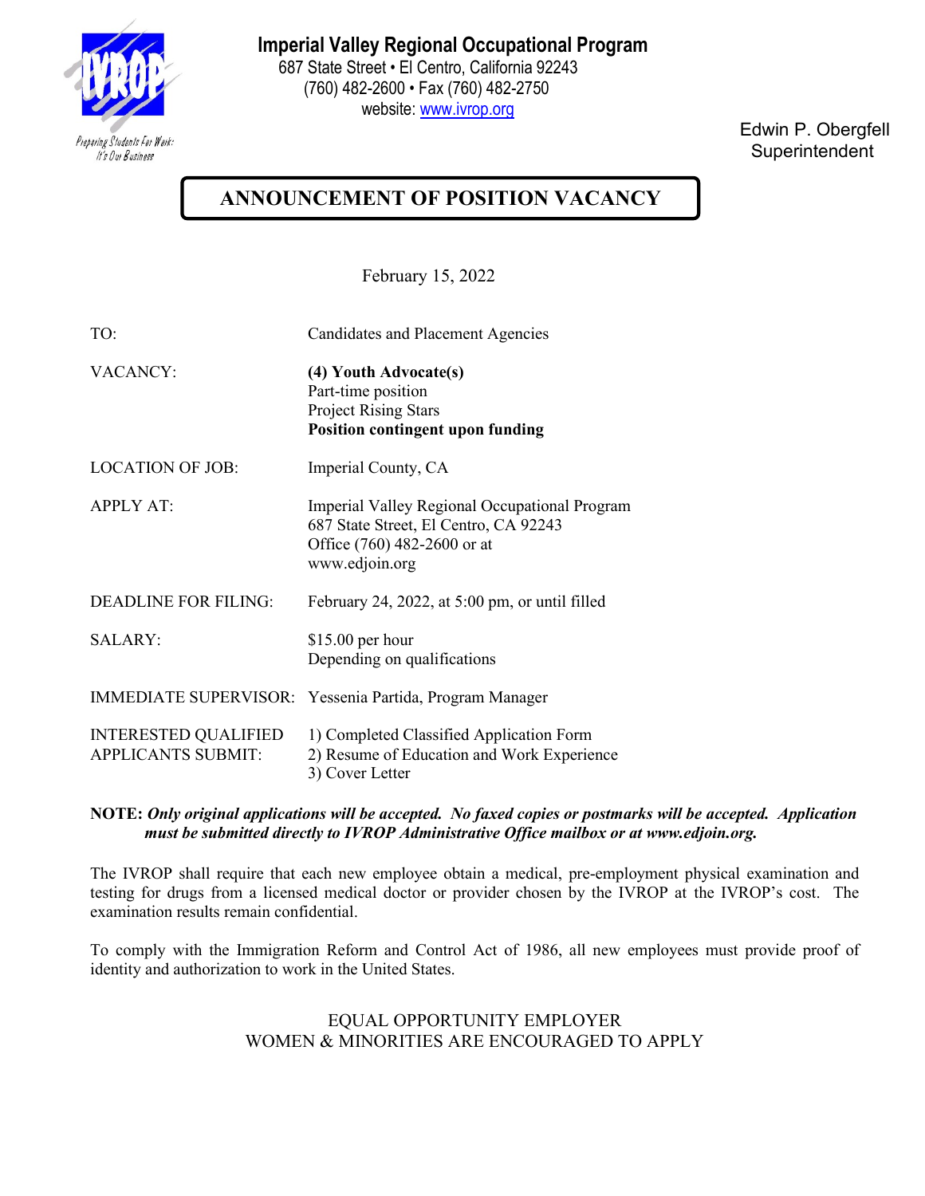# Imperial Valley Regional Occupational Program

687 State Street • El Centro, California 92243
(760) 482-2600 • Fax (760) 482-2750
website: www.ivrop.org

*Preparing Students For Work: It's Our Business*

Edwin P. Obergfell
Superintendent

## ANNOUNCEMENT OF POSITION VACANCY

February 15, 2022

| | |
|---|---|
| TO: | Candidates and Placement Agencies |
| VACANCY: | **(4) Youth Advocate(s)**<br>Part-time position<br>Project Rising Stars<br>**Position contingent upon funding** |
| LOCATION OF JOB: | Imperial County, CA |
| APPLY AT: | Imperial Valley Regional Occupational Program<br>687 State Street, El Centro, CA 92243<br>Office (760) 482-2600 or at<br>www.edjoin.org |
| DEADLINE FOR FILING: | February 24, 2022, at 5:00 pm, or until filled |
| SALARY: | $15.00 per hour<br>Depending on qualifications |
| IMMEDIATE SUPERVISOR: | Yessenia Partida, Program Manager |
| INTERESTED QUALIFIED APPLICANTS SUBMIT: | 1) Completed Classified Application Form<br>2) Resume of Education and Work Experience<br>3) Cover Letter |

**NOTE:** ***Only original applications will be accepted. No faxed copies or postmarks will be accepted. Application must be submitted directly to IVROP Administrative Office mailbox or at www.edjoin.org.***

The IVROP shall require that each new employee obtain a medical, pre-employment physical examination and testing for drugs from a licensed medical doctor or provider chosen by the IVROP at the IVROP's cost. The examination results remain confidential.

To comply with the Immigration Reform and Control Act of 1986, all new employees must provide proof of identity and authorization to work in the United States.

EQUAL OPPORTUNITY EMPLOYER
WOMEN & MINORITIES ARE ENCOURAGED TO APPLY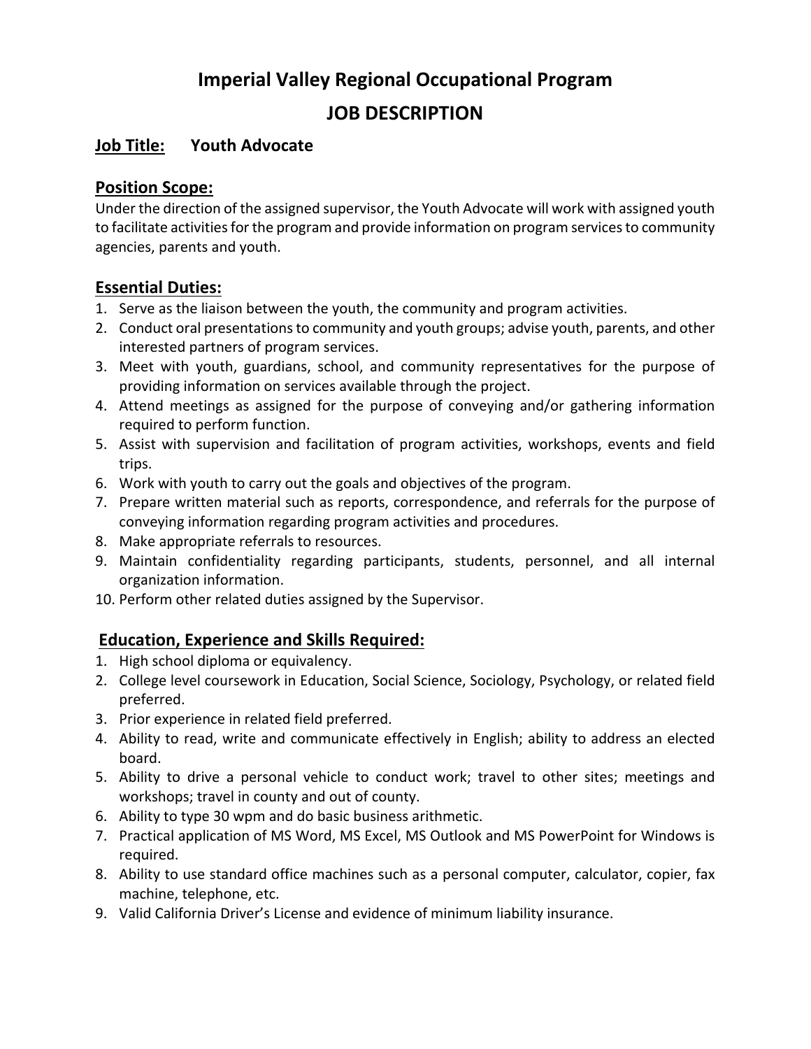# Imperial Valley Regional Occupational Program

# JOB DESCRIPTION

**Job Title:** **Youth Advocate**

## Position Scope:

Under the direction of the assigned supervisor, the Youth Advocate will work with assigned youth to facilitate activities for the program and provide information on program services to community agencies, parents and youth.

## Essential Duties:

1. Serve as the liaison between the youth, the community and program activities.
2. Conduct oral presentations to community and youth groups; advise youth, parents, and other interested partners of program services.
3. Meet with youth, guardians, school, and community representatives for the purpose of providing information on services available through the project.
4. Attend meetings as assigned for the purpose of conveying and/or gathering information required to perform function.
5. Assist with supervision and facilitation of program activities, workshops, events and field trips.
6. Work with youth to carry out the goals and objectives of the program.
7. Prepare written material such as reports, correspondence, and referrals for the purpose of conveying information regarding program activities and procedures.
8. Make appropriate referrals to resources.
9. Maintain confidentiality regarding participants, students, personnel, and all internal organization information.
10. Perform other related duties assigned by the Supervisor.

## Education, Experience and Skills Required:

1. High school diploma or equivalency.
2. College level coursework in Education, Social Science, Sociology, Psychology, or related field preferred.
3. Prior experience in related field preferred.
4. Ability to read, write and communicate effectively in English; ability to address an elected board.
5. Ability to drive a personal vehicle to conduct work; travel to other sites; meetings and workshops; travel in county and out of county.
6. Ability to type 30 wpm and do basic business arithmetic.
7. Practical application of MS Word, MS Excel, MS Outlook and MS PowerPoint for Windows is required.
8. Ability to use standard office machines such as a personal computer, calculator, copier, fax machine, telephone, etc.
9. Valid California Driver's License and evidence of minimum liability insurance.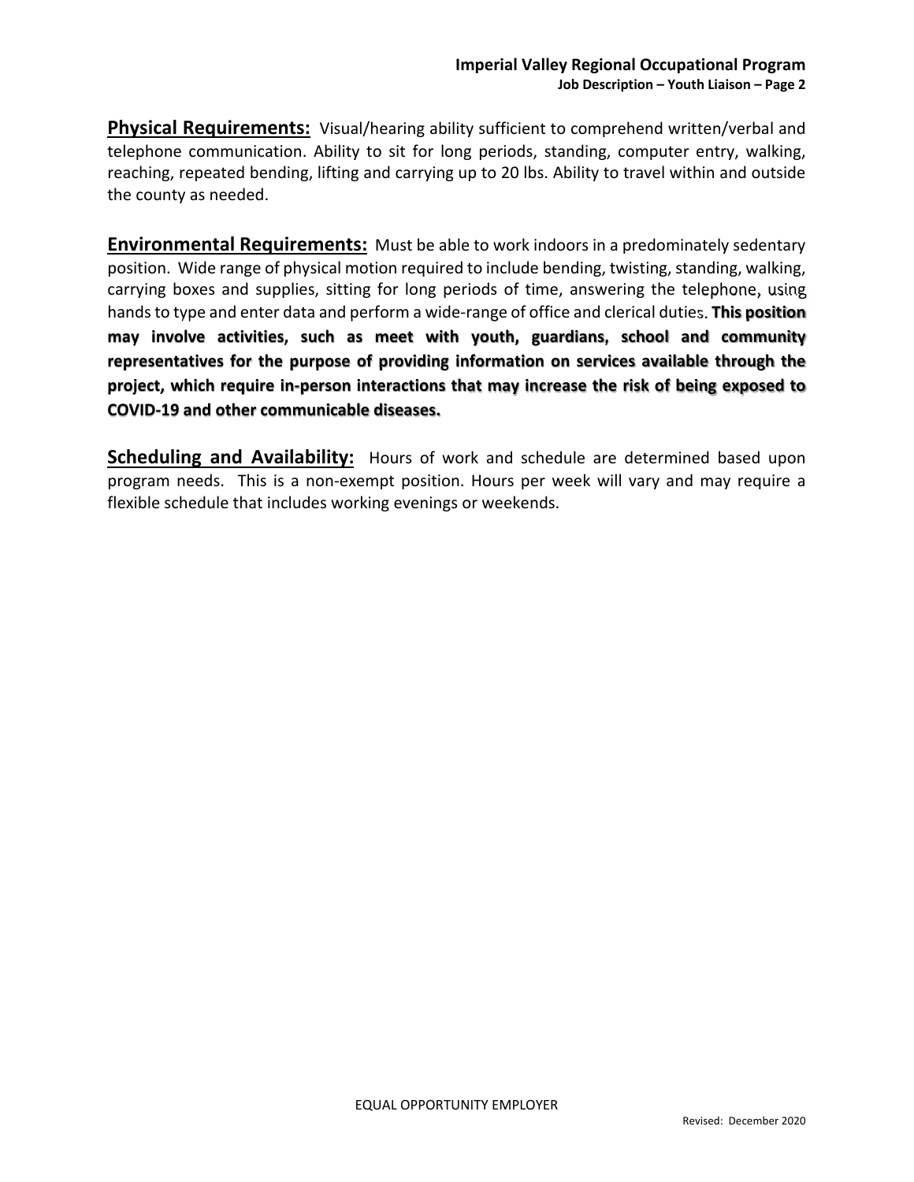**Physical Requirements:** Visual/hearing ability sufficient to comprehend written/verbal and telephone communication. Ability to sit for long periods, standing, computer entry, walking, reaching, repeated bending, lifting and carrying up to 20 lbs. Ability to travel within and outside the county as needed.

**Environmental Requirements:** Must be able to work indoors in a predominately sedentary position. Wide range of physical motion required to include bending, twisting, standing, walking, carrying boxes and supplies, sitting for long periods of time, answering the telephone, using hands to type and enter data and perform a wide-range of office and clerical duties. **This position may involve activities, such as meet with youth, guardians, school and community representatives for the purpose of providing information on services available through the project, which require in-person interactions that may increase the risk of being exposed to COVID-19 and other communicable diseases.**

**Scheduling and Availability:** Hours of work and schedule are determined based upon program needs. This is a non-exempt position. Hours per week will vary and may require a flexible schedule that includes working evenings or weekends.

EQUAL OPPORTUNITY EMPLOYER

Revised: December 2020